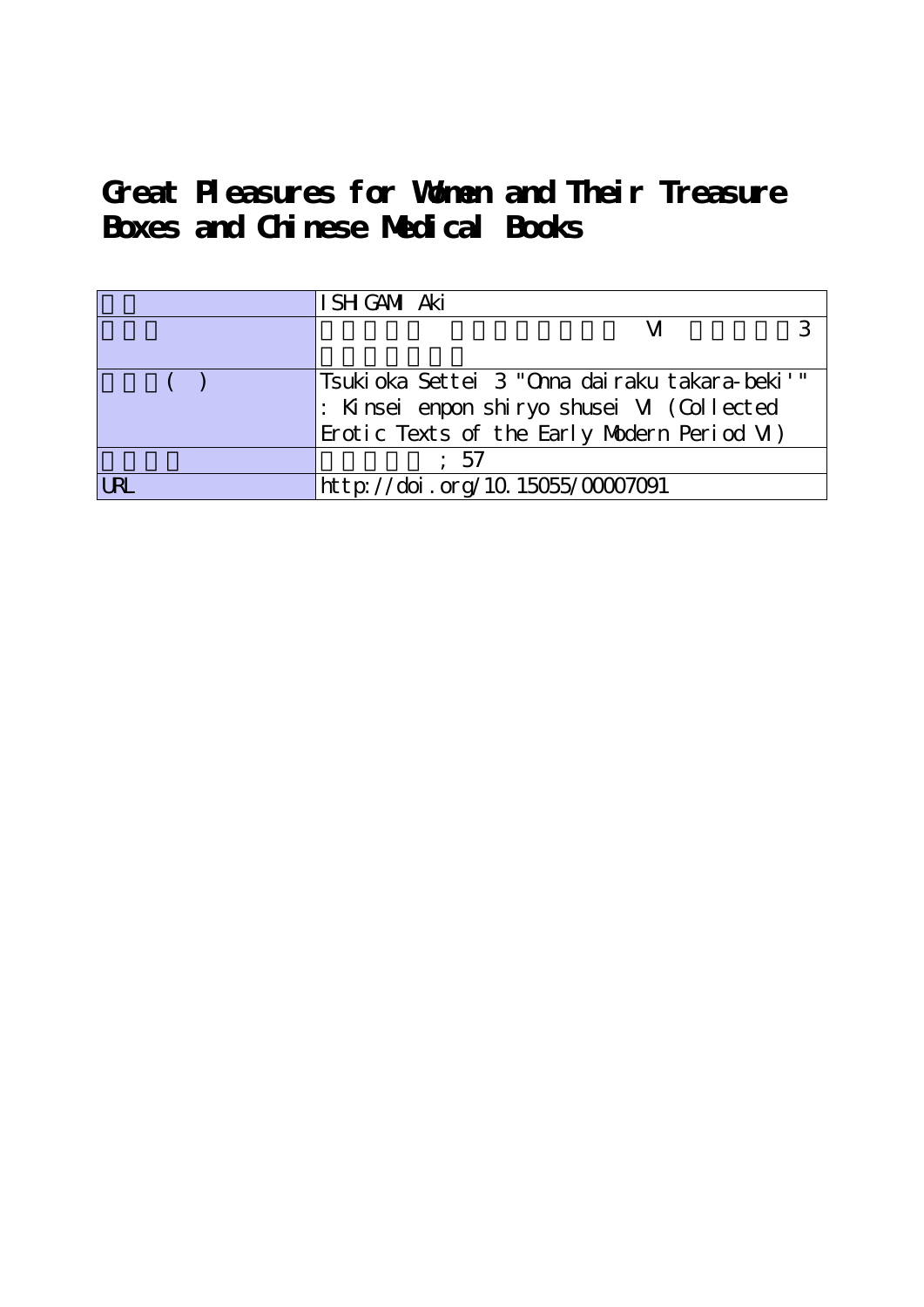# Great Pleasures for Women and Their Treasure Boxes and Chinese Medical Books

| | |
|---|---|
| | ISHIGAMI Aki |
| | VI 3 |
| ( ) | Tsukioka Settei 3 "Onna dairaku takara-beki'" : Kinsei enpon shiryo shusei VI (Collected Erotic Texts of the Early Modern Period VI) |
| | ; 57 |
| URL | http://doi.org/10.15055/00007091 |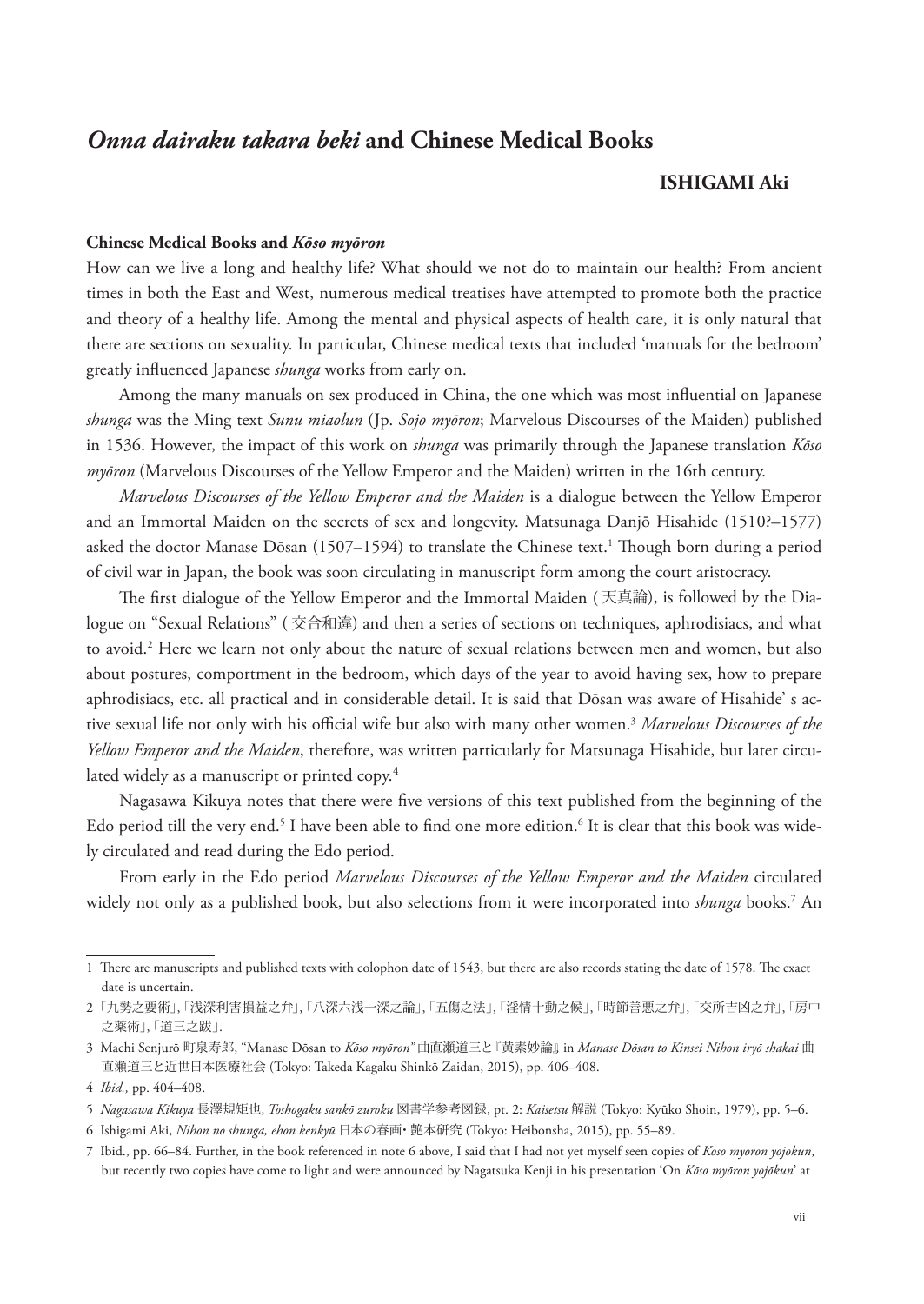# *Onna dairaku takara beki* and Chinese Medical Books

**ISHIGAMI Aki**

### Chinese Medical Books and *Kōso myōron*

How can we live a long and healthy life? What should we not do to maintain our health? From ancient times in both the East and West, numerous medical treatises have attempted to promote both the practice and theory of a healthy life. Among the mental and physical aspects of health care, it is only natural that there are sections on sexuality. In particular, Chinese medical texts that included 'manuals for the bedroom' greatly influenced Japanese *shunga* works from early on.

Among the many manuals on sex produced in China, the one which was most influential on Japanese *shunga* was the Ming text *Sunu miaolun* (Jp. *Sojo myōron*; Marvelous Discourses of the Maiden) published in 1536. However, the impact of this work on *shunga* was primarily through the Japanese translation *Kōso myōron* (Marvelous Discourses of the Yellow Emperor and the Maiden) written in the 16th century.

*Marvelous Discourses of the Yellow Emperor and the Maiden* is a dialogue between the Yellow Emperor and an Immortal Maiden on the secrets of sex and longevity. Matsunaga Danjō Hisahide (1510?–1577) asked the doctor Manase Dōsan (1507–1594) to translate the Chinese text.[1] Though born during a period of civil war in Japan, the book was soon circulating in manuscript form among the court aristocracy.

The first dialogue of the Yellow Emperor and the Immortal Maiden (天真論), is followed by the Dialogue on "Sexual Relations" (交合和違) and then a series of sections on techniques, aphrodisiacs, and what to avoid.[2] Here we learn not only about the nature of sexual relations between men and women, but also about postures, comportment in the bedroom, which days of the year to avoid having sex, how to prepare aphrodisiacs, etc. all practical and in considerable detail. It is said that Dōsan was aware of Hisahide' s active sexual life not only with his official wife but also with many other women.[3] *Marvelous Discourses of the Yellow Emperor and the Maiden*, therefore, was written particularly for Matsunaga Hisahide, but later circulated widely as a manuscript or printed copy.[4]

Nagasawa Kikuya notes that there were five versions of this text published from the beginning of the Edo period till the very end.[5] I have been able to find one more edition.[6] It is clear that this book was widely circulated and read during the Edo period.

From early in the Edo period *Marvelous Discourses of the Yellow Emperor and the Maiden* circulated widely not only as a published book, but also selections from it were incorporated into *shunga* books.[7] An

---

1 There are manuscripts and published texts with colophon date of 1543, but there are also records stating the date of 1578. The exact date is uncertain.

2 「九勢之要術」,「浅深利害損益之弁」,「八深六浅一深之論」,「五傷之法」,「淫情十動之候」,「時節善悪之弁」,「交所吉凶之弁」,「房中之薬術」,「道三之跋」.

3 Machi Senjurō 町泉寿郎, "Manase Dōsan to *Kōso myōron*" 曲直瀬道三と『黄素妙論』 in *Manase Dōsan to Kinsei Nihon iryō shakai* 曲直瀬道三と近世日本医療社会 (Tokyo: Takeda Kagaku Shinkō Zaidan, 2015), pp. 406–408.

4 *Ibid.,* pp. 404–408.

5 *Nagasawa Kikuya* 長澤規矩也, *Toshogaku sankō zuroku* 図書学参考図録, pt. 2: *Kaisetsu* 解説 (Tokyo: Kyūko Shoin, 1979), pp. 5–6.

6 Ishigami Aki, *Nihon no shunga, ehon kenkyū* 日本の春画・艶本研究 (Tokyo: Heibonsha, 2015), pp. 55–89.

7 Ibid., pp. 66–84. Further, in the book referenced in note 6 above, I said that I had not yet myself seen copies of *Kōso myōron yojōkun*, but recently two copies have come to light and were announced by Nagatsuka Kenji in his presentation 'On *Kōso myōron yojōkun*' at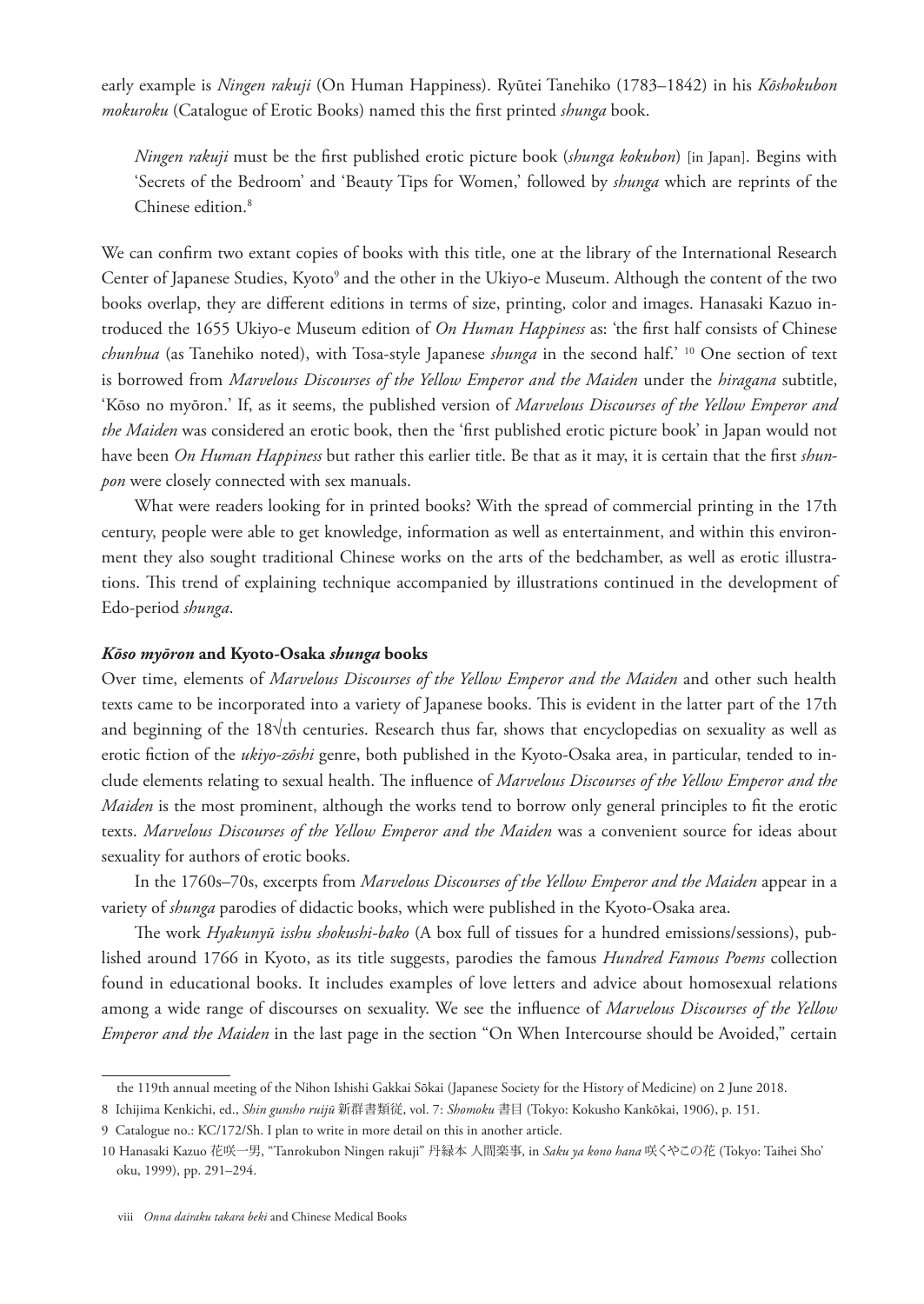early example is *Ningen rakuji* (On Human Happiness). Ryūtei Tanehiko (1783–1842) in his *Kōshokubon mokuroku* (Catalogue of Erotic Books) named this the first printed *shunga* book.

> *Ningen rakuji* must be the first published erotic picture book (*shunga kokubon*) [in Japan]. Begins with 'Secrets of the Bedroom' and 'Beauty Tips for Women,' followed by *shunga* which are reprints of the Chinese edition.[8]

We can confirm two extant copies of books with this title, one at the library of the International Research Center of Japanese Studies, Kyoto[9] and the other in the Ukiyo-e Museum. Although the content of the two books overlap, they are different editions in terms of size, printing, color and images. Hanasaki Kazuo introduced the 1655 Ukiyo-e Museum edition of *On Human Happiness* as: 'the first half consists of Chinese *chunhua* (as Tanehiko noted), with Tosa-style Japanese *shunga* in the second half.'[10] One section of text is borrowed from *Marvelous Discourses of the Yellow Emperor and the Maiden* under the *hiragana* subtitle, 'Kōso no myōron.' If, as it seems, the published version of *Marvelous Discourses of the Yellow Emperor and the Maiden* was considered an erotic book, then the 'first published erotic picture book' in Japan would not have been *On Human Happiness* but rather this earlier title. Be that as it may, it is certain that the first *shunpon* were closely connected with sex manuals.

What were readers looking for in printed books? With the spread of commercial printing in the 17th century, people were able to get knowledge, information as well as entertainment, and within this environment they also sought traditional Chinese works on the arts of the bedchamber, as well as erotic illustrations. This trend of explaining technique accompanied by illustrations continued in the development of Edo-period *shunga*.

### *Kōso myōron* and Kyoto-Osaka *shunga* books

Over time, elements of *Marvelous Discourses of the Yellow Emperor and the Maiden* and other such health texts came to be incorporated into a variety of Japanese books. This is evident in the latter part of the 17th and beginning of the 18√th centuries. Research thus far, shows that encyclopedias on sexuality as well as erotic fiction of the *ukiyo-zōshi* genre, both published in the Kyoto-Osaka area, in particular, tended to include elements relating to sexual health. The influence of *Marvelous Discourses of the Yellow Emperor and the Maiden* is the most prominent, although the works tend to borrow only general principles to fit the erotic texts. *Marvelous Discourses of the Yellow Emperor and the Maiden* was a convenient source for ideas about sexuality for authors of erotic books.

In the 1760s–70s, excerpts from *Marvelous Discourses of the Yellow Emperor and the Maiden* appear in a variety of *shunga* parodies of didactic books, which were published in the Kyoto-Osaka area.

The work *Hyakunyū isshu shokushi-bako* (A box full of tissues for a hundred emissions/sessions), published around 1766 in Kyoto, as its title suggests, parodies the famous *Hundred Famous Poems* collection found in educational books. It includes examples of love letters and advice about homosexual relations among a wide range of discourses on sexuality. We see the influence of *Marvelous Discourses of the Yellow Emperor and the Maiden* in the last page in the section "On When Intercourse should be Avoided," certain

---

the 119th annual meeting of the Nihon Ishishi Gakkai Sōkai (Japanese Society for the History of Medicine) on 2 June 2018.

8 Ichijima Kenkichi, ed., *Shin gunsho ruijū* 新群書類従, vol. 7: *Shomoku* 書目 (Tokyo: Kokusho Kankōkai, 1906), p. 151.

9 Catalogue no.: KC/172/Sh. I plan to write in more detail on this in another article.

10 Hanasaki Kazuo 花咲一男, "Tanrokubon Ningen rakuji" 丹緑本 人間楽事, in *Saku ya kono hana* 咲くやこの花 (Tokyo: Taihei Sho'oku, 1999), pp. 291–294.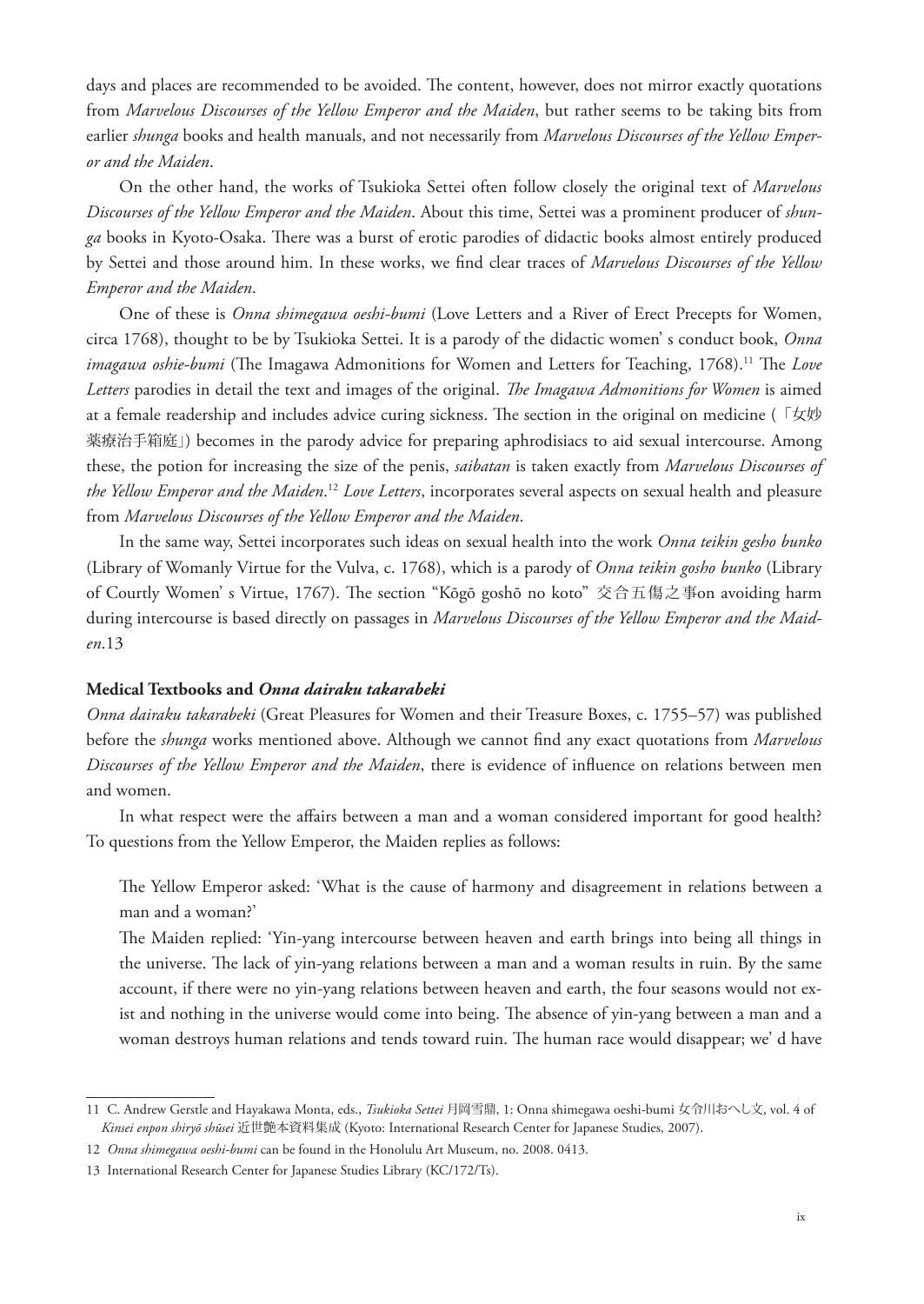days and places are recommended to be avoided. The content, however, does not mirror exactly quotations from *Marvelous Discourses of the Yellow Emperor and the Maiden*, but rather seems to be taking bits from earlier *shunga* books and health manuals, and not necessarily from *Marvelous Discourses of the Yellow Emperor and the Maiden*.

On the other hand, the works of Tsukioka Settei often follow closely the original text of *Marvelous Discourses of the Yellow Emperor and the Maiden*. About this time, Settei was a prominent producer of *shunga* books in Kyoto-Osaka. There was a burst of erotic parodies of didactic books almost entirely produced by Settei and those around him. In these works, we find clear traces of *Marvelous Discourses of the Yellow Emperor and the Maiden*.

One of these is *Onna shimegawa oeshi-bumi* (Love Letters and a River of Erect Precepts for Women, circa 1768), thought to be by Tsukioka Settei. It is a parody of the didactic women' s conduct book, *Onna imagawa oshie-bumi* (The Imagawa Admonitions for Women and Letters for Teaching, 1768).[11] The *Love Letters* parodies in detail the text and images of the original. *The Imagawa Admonitions for Women* is aimed at a female readership and includes advice curing sickness. The section in the original on medicine (「女妙薬療治手箱庭」) becomes in the parody advice for preparing aphrodisiacs to aid sexual intercourse. Among these, the potion for increasing the size of the penis, *saibatan* is taken exactly from *Marvelous Discourses of the Yellow Emperor and the Maiden*.[12] *Love Letters*, incorporates several aspects on sexual health and pleasure from *Marvelous Discourses of the Yellow Emperor and the Maiden*.

In the same way, Settei incorporates such ideas on sexual health into the work *Onna teikin gesho bunko* (Library of Womanly Virtue for the Vulva, c. 1768), which is a parody of *Onna teikin gosho bunko* (Library of Courtly Women' s Virtue, 1767). The section "Kōgō goshō no koto" 交合五傷之事on avoiding harm during intercourse is based directly on passages in *Marvelous Discourses of the Yellow Emperor and the Maiden*.13

**Medical Textbooks and *Onna dairaku takarabeki***

*Onna dairaku takarabeki* (Great Pleasures for Women and their Treasure Boxes, c. 1755–57) was published before the *shunga* works mentioned above. Although we cannot find any exact quotations from *Marvelous Discourses of the Yellow Emperor and the Maiden*, there is evidence of influence on relations between men and women.

In what respect were the affairs between a man and a woman considered important for good health? To questions from the Yellow Emperor, the Maiden replies as follows:

> The Yellow Emperor asked: 'What is the cause of harmony and disagreement in relations between a man and a woman?'
>
> The Maiden replied: 'Yin-yang intercourse between heaven and earth brings into being all things in the universe. The lack of yin-yang relations between a man and a woman results in ruin. By the same account, if there were no yin-yang relations between heaven and earth, the four seasons would not exist and nothing in the universe would come into being. The absence of yin-yang between a man and a woman destroys human relations and tends toward ruin. The human race would disappear; we' d have

---

11 C. Andrew Gerstle and Hayakawa Monta, eds., *Tsukioka Settei* 月岡雪鼎, 1: Onna shimegawa oeshi-bumi 女令川おへし文, vol. 4 of *Kinsei enpon shiryō shūsei* 近世艶本資料集成 (Kyoto: International Research Center for Japanese Studies, 2007).

12 *Onna shimegawa oeshi-bumi* can be found in the Honolulu Art Museum, no. 2008. 0413.

13 International Research Center for Japanese Studies Library (KC/172/Ts).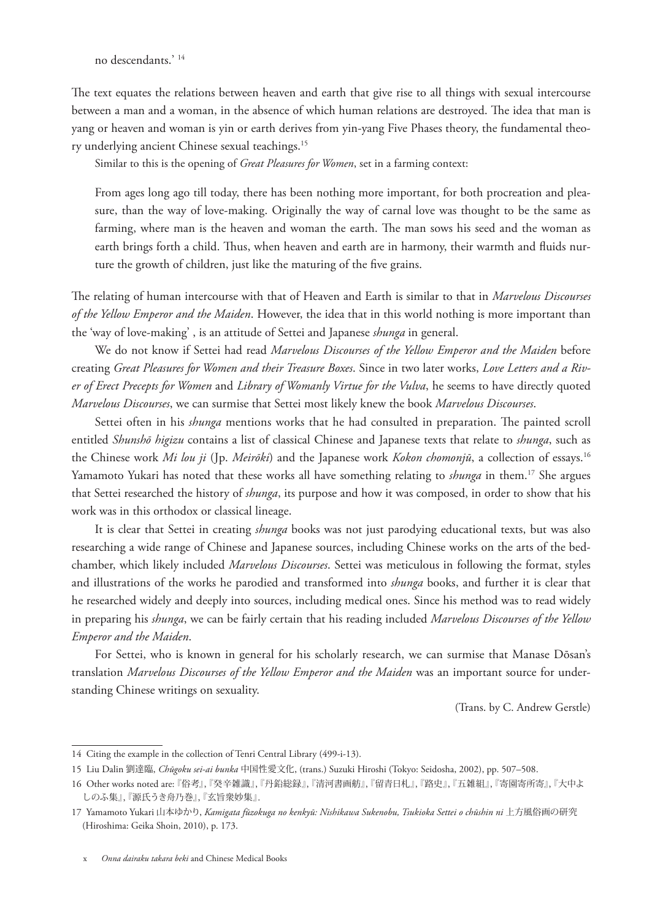no descendants.' [14]

The text equates the relations between heaven and earth that give rise to all things with sexual intercourse between a man and a woman, in the absence of which human relations are destroyed. The idea that man is yang or heaven and woman is yin or earth derives from yin-yang Five Phases theory, the fundamental theory underlying ancient Chinese sexual teachings.[15]

Similar to this is the opening of *Great Pleasures for Women*, set in a farming context:

> From ages long ago till today, there has been nothing more important, for both procreation and pleasure, than the way of love-making. Originally the way of carnal love was thought to be the same as farming, where man is the heaven and woman the earth. The man sows his seed and the woman as earth brings forth a child. Thus, when heaven and earth are in harmony, their warmth and fluids nurture the growth of children, just like the maturing of the five grains.

The relating of human intercourse with that of Heaven and Earth is similar to that in *Marvelous Discourses of the Yellow Emperor and the Maiden*. However, the idea that in this world nothing is more important than the 'way of love-making' , is an attitude of Settei and Japanese *shunga* in general.

We do not know if Settei had read *Marvelous Discourses of the Yellow Emperor and the Maiden* before creating *Great Pleasures for Women and their Treasure Boxes*. Since in two later works, *Love Letters and a River of Erect Precepts for Women* and *Library of Womanly Virtue for the Vulva*, he seems to have directly quoted *Marvelous Discourses*, we can surmise that Settei most likely knew the book *Marvelous Discourses*.

Settei often in his *shunga* mentions works that he had consulted in preparation. The painted scroll entitled *Shunshō higizu* contains a list of classical Chinese and Japanese texts that relate to *shunga*, such as the Chinese work *Mi lou ji* (Jp. *Meirōki*) and the Japanese work *Kokon chomonjū*, a collection of essays.[16] Yamamoto Yukari has noted that these works all have something relating to *shunga* in them.[17] She argues that Settei researched the history of *shunga*, its purpose and how it was composed, in order to show that his work was in this orthodox or classical lineage.

It is clear that Settei in creating *shunga* books was not just parodying educational texts, but was also researching a wide range of Chinese and Japanese sources, including Chinese works on the arts of the bedchamber, which likely included *Marvelous Discourses*. Settei was meticulous in following the format, styles and illustrations of the works he parodied and transformed into *shunga* books, and further it is clear that he researched widely and deeply into sources, including medical ones. Since his method was to read widely in preparing his *shunga*, we can be fairly certain that his reading included *Marvelous Discourses of the Yellow Emperor and the Maiden*.

For Settei, who is known in general for his scholarly research, we can surmise that Manase Dōsan's translation *Marvelous Discourses of the Yellow Emperor and the Maiden* was an important source for understanding Chinese writings on sexuality.

(Trans. by C. Andrew Gerstle)

---

14 Citing the example in the collection of Tenri Central Library (499-i-13).

15 Liu Dalin 劉達臨, *Chūgoku sei-ai bunka* 中国性愛文化, (trans.) Suzuki Hiroshi (Tokyo: Seidosha, 2002), pp. 507–508.

16 Other works noted are: 『俗考』, 『癸辛雑識』, 『丹鉛総録』, 『清河書画舫』, 『留青日札』, 『路史』, 『五雑組』, 『寄園寄所寄』, 『大中よしのふ集』, 『源氏うき舟乃巻』, 『玄旨衆妙集』.

17 Yamamoto Yukari 山本ゆかり, *Kamigata fūzokuga no kenkyū: Nishikawa Sukenobu, Tsukioka Settei o chūshin ni* 上方風俗画の研究 (Hiroshima: Geika Shoin, 2010), p. 173.